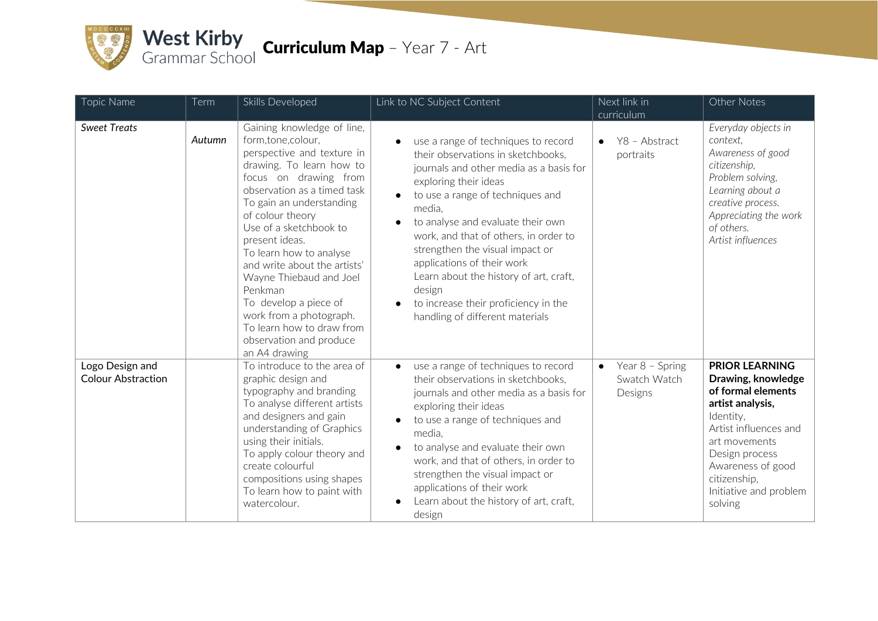# West Kirby Grammar School **Curriculum Map** – Year 7 - Art

| Topic Name | Term | Skills Developed | Link to NC Subject Content | Next link in curriculum | Other Notes |
|---|---|---|---|---|---|
| *Sweet Treats* | *Autumn* | Gaining knowledge of line, form,tone,colour, perspective and texture in drawing. To learn how to focus on drawing from observation as a timed task<br>To gain an understanding of colour theory<br>Use of a sketchbook to present ideas.<br>To learn how to analyse and write about the artists' Wayne Thiebaud and Joel Penkman<br>To develop a piece of work from a photograph.<br>To learn how to draw from observation and produce an A4 drawing | • use a range of techniques to record their observations in sketchbooks, journals and other media as a basis for exploring their ideas<br>• to use a range of techniques and media,<br>• to analyse and evaluate their own work, and that of others, in order to strengthen the visual impact or applications of their work<br>Learn about the history of art, craft, design<br>• to increase their proficiency in the handling of different materials | • Y8 – Abstract portraits | *Everyday objects in context,*<br>*Awareness of good citizenship,*<br>*Problem solving,*<br>*Learning about a creative process.*<br>*Appreciating the work of others.*<br>*Artist influences* |
| Logo Design and Colour Abstraction | | To introduce to the area of graphic design and typography and branding<br>To analyse different artists and designers and gain understanding of Graphics using their initials.<br>To apply colour theory and create colourful compositions using shapes<br>To learn how to paint with watercolour. | • use a range of techniques to record their observations in sketchbooks, journals and other media as a basis for exploring their ideas<br>• to use a range of techniques and media,<br>• to analyse and evaluate their own work, and that of others, in order to strengthen the visual impact or applications of their work<br>• Learn about the history of art, craft, design | • Year 8 – Spring Swatch Watch Designs | **PRIOR LEARNING**<br>**Drawing, knowledge of formal elements artist analysis,**<br>Identity,<br>Artist influences and art movements<br>Design process<br>Awareness of good citizenship,<br>Initiative and problem solving |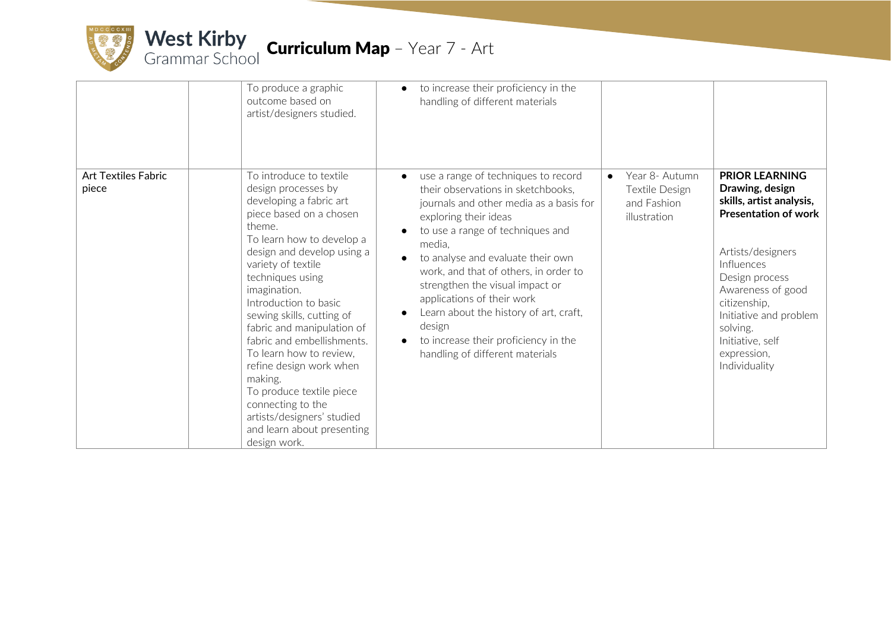| | | | | | |
|---|---|---|---|---|---|
| | | To produce a graphic outcome based on artist/designers studied. | • to increase their proficiency in the handling of different materials | | |
| Art Textiles Fabric piece | | To introduce to textile design processes by developing a fabric art piece based on a chosen theme.<br>To learn how to develop a design and develop using a variety of textile techniques using imagination.<br>Introduction to basic sewing skills, cutting of fabric and manipulation of fabric and embellishments.<br>To learn how to review, refine design work when making.<br>To produce textile piece connecting to the artists/designers' studied and learn about presenting design work. | • use a range of techniques to record their observations in sketchbooks, journals and other media as a basis for exploring their ideas<br>• to use a range of techniques and media,<br>• to analyse and evaluate their own work, and that of others, in order to strengthen the visual impact or applications of their work<br>• Learn about the history of art, craft, design<br>• to increase their proficiency in the handling of different materials | • Year 8- Autumn Textile Design and Fashion illustration | **PRIOR LEARNING Drawing, design skills, artist analysis, Presentation of work**<br><br>Artists/designers Influences<br>Design process<br>Awareness of good citizenship,<br>Initiative and problem solving.<br>Initiative, self expression,<br>Individuality |